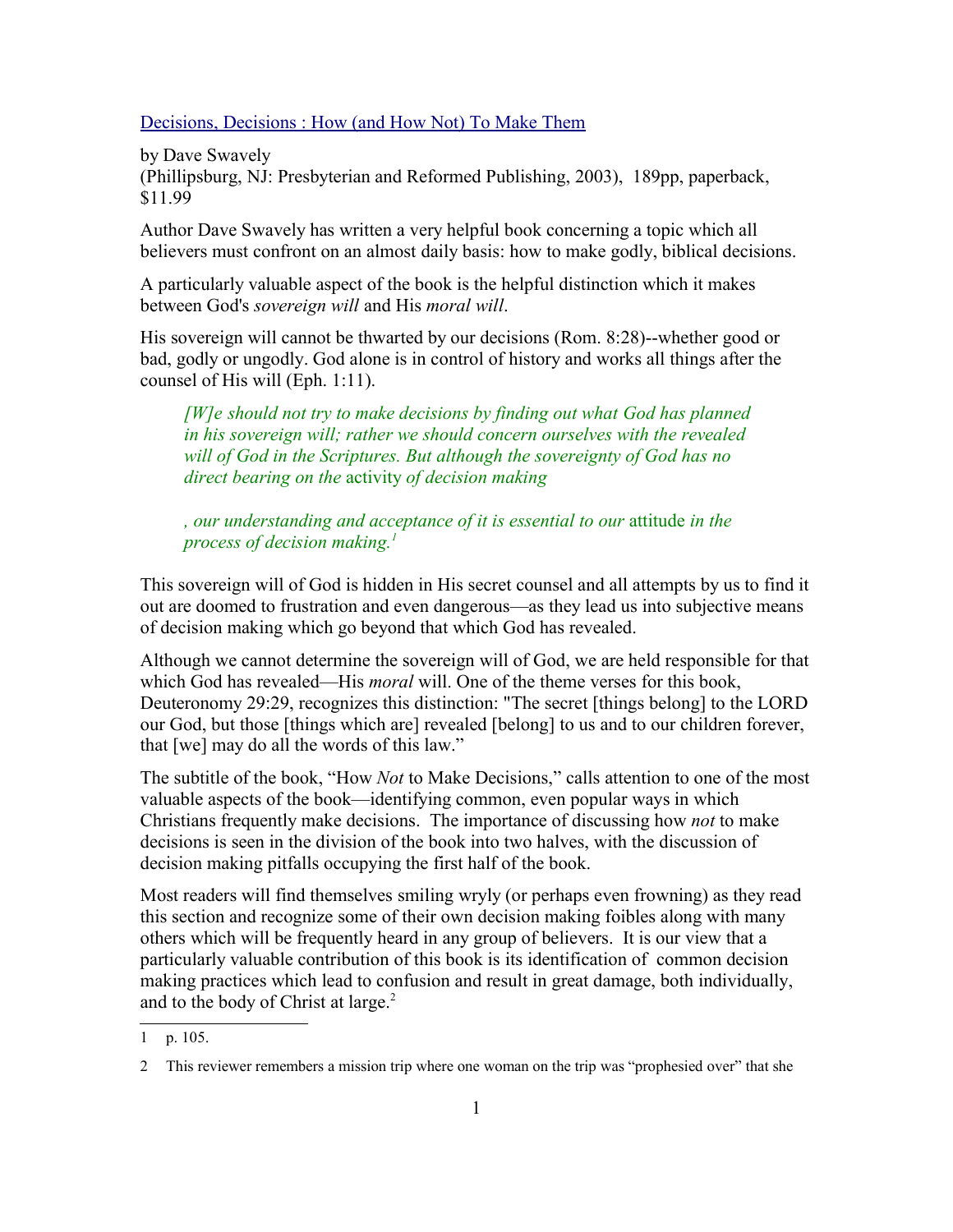[Decisions, Decisions : How (and How Not) To Make Them](#)

by Dave Swavely
(Phillipsburg, NJ: Presbyterian and Reformed Publishing, 2003), 189pp, paperback, $11.99

Author Dave Swavely has written a very helpful book concerning a topic which all believers must confront on an almost daily basis: how to make godly, biblical decisions.

A particularly valuable aspect of the book is the helpful distinction which it makes between God's *sovereign will* and His *moral will*.

His sovereign will cannot be thwarted by our decisions (Rom. 8:28)--whether good or bad, godly or ungodly. God alone is in control of history and works all things after the counsel of His will (Eph. 1:11).

> *[W]e should not try to make decisions by finding out what God has planned in his sovereign will; rather we should concern ourselves with the revealed will of God in the Scriptures. But although the sovereignty of God has no direct bearing on the* activity *of decision making*
>
> *, our understanding and acceptance of it is essential to our* attitude *in the process of decision making.*[1]

This sovereign will of God is hidden in His secret counsel and all attempts by us to find it out are doomed to frustration and even dangerous—as they lead us into subjective means of decision making which go beyond that which God has revealed.

Although we cannot determine the sovereign will of God, we are held responsible for that which God has revealed—His *moral* will. One of the theme verses for this book, Deuteronomy 29:29, recognizes this distinction: "The secret [things belong] to the LORD our God, but those [things which are] revealed [belong] to us and to our children forever, that [we] may do all the words of this law."

The subtitle of the book, "How *Not* to Make Decisions," calls attention to one of the most valuable aspects of the book—identifying common, even popular ways in which Christians frequently make decisions. The importance of discussing how *not* to make decisions is seen in the division of the book into two halves, with the discussion of decision making pitfalls occupying the first half of the book.

Most readers will find themselves smiling wryly (or perhaps even frowning) as they read this section and recognize some of their own decision making foibles along with many others which will be frequently heard in any group of believers. It is our view that a particularly valuable contribution of this book is its identification of common decision making practices which lead to confusion and result in great damage, both individually, and to the body of Christ at large.[2]

---

1 p. 105.

2 This reviewer remembers a mission trip where one woman on the trip was "prophesied over" that she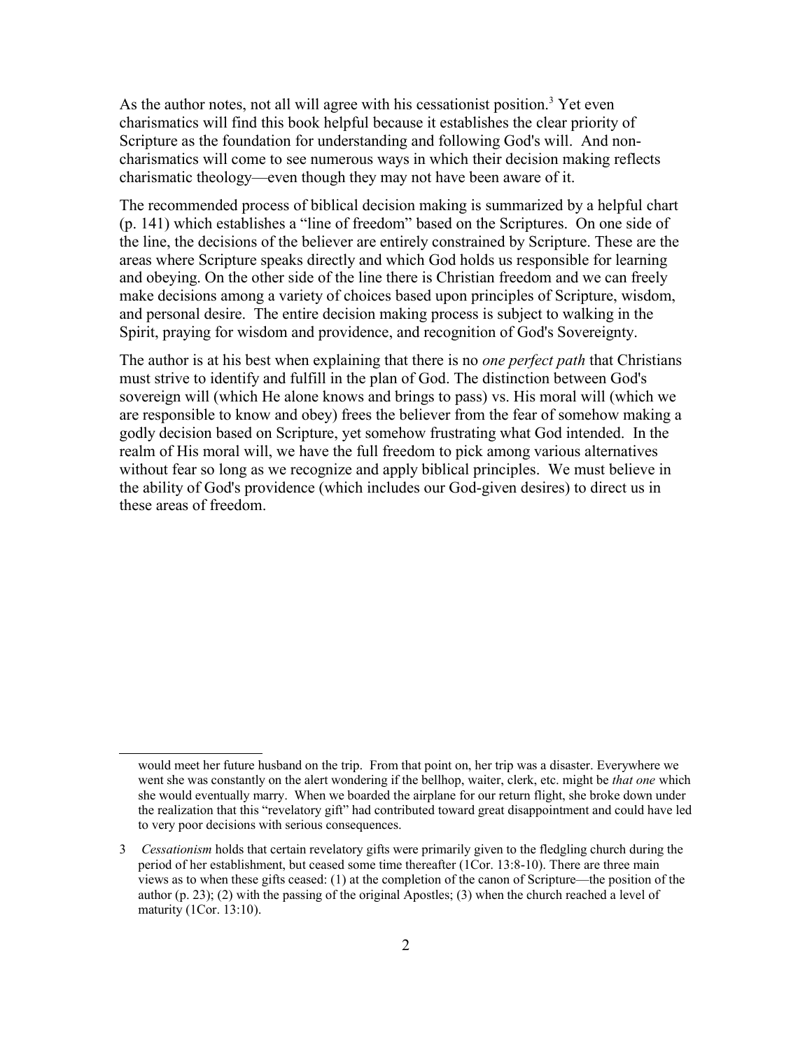As the author notes, not all will agree with his cessationist position.[3] Yet even charismatics will find this book helpful because it establishes the clear priority of Scripture as the foundation for understanding and following God's will. And non-charismatics will come to see numerous ways in which their decision making reflects charismatic theology—even though they may not have been aware of it.

The recommended process of biblical decision making is summarized by a helpful chart (p. 141) which establishes a "line of freedom" based on the Scriptures. On one side of the line, the decisions of the believer are entirely constrained by Scripture. These are the areas where Scripture speaks directly and which God holds us responsible for learning and obeying. On the other side of the line there is Christian freedom and we can freely make decisions among a variety of choices based upon principles of Scripture, wisdom, and personal desire. The entire decision making process is subject to walking in the Spirit, praying for wisdom and providence, and recognition of God's Sovereignty.

The author is at his best when explaining that there is no *one perfect path* that Christians must strive to identify and fulfill in the plan of God. The distinction between God's sovereign will (which He alone knows and brings to pass) vs. His moral will (which we are responsible to know and obey) frees the believer from the fear of somehow making a godly decision based on Scripture, yet somehow frustrating what God intended. In the realm of His moral will, we have the full freedom to pick among various alternatives without fear so long as we recognize and apply biblical principles. We must believe in the ability of God's providence (which includes our God-given desires) to direct us in these areas of freedom.

---

would meet her future husband on the trip. From that point on, her trip was a disaster. Everywhere we went she was constantly on the alert wondering if the bellhop, waiter, clerk, etc. might be *that one* which she would eventually marry. When we boarded the airplane for our return flight, she broke down under the realization that this "revelatory gift" had contributed toward great disappointment and could have led to very poor decisions with serious consequences.

3 *Cessationism* holds that certain revelatory gifts were primarily given to the fledgling church during the period of her establishment, but ceased some time thereafter (1Cor. 13:8-10). There are three main views as to when these gifts ceased: (1) at the completion of the canon of Scripture—the position of the author (p. 23); (2) with the passing of the original Apostles; (3) when the church reached a level of maturity (1Cor. 13:10).